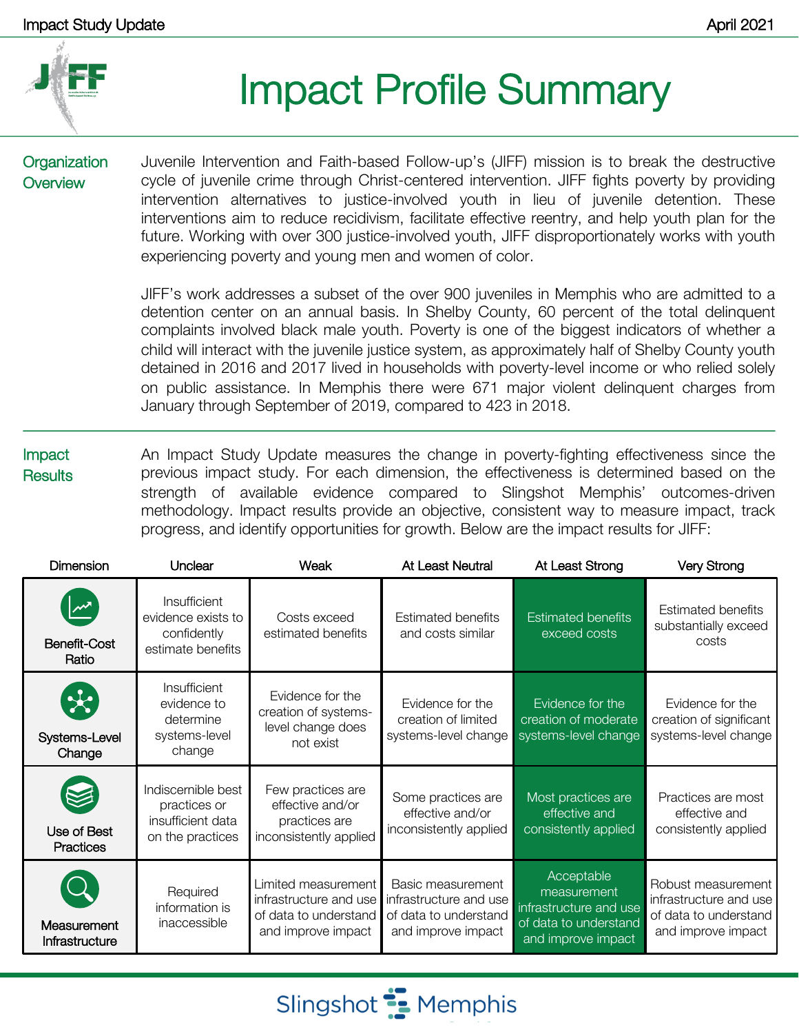# Impact Profile Summary

## Organization Overview

Juvenile Intervention and Faith-based Follow-up's (JIFF) mission is to break the destructive cycle of juvenile crime through Christ-centered intervention. JIFF fights poverty by providing intervention alternatives to justice-involved youth in lieu of juvenile detention. These interventions aim to reduce recidivism, facilitate effective reentry, and help youth plan for the future. Working with over 300 justice-involved youth, JIFF disproportionately works with youth experiencing poverty and young men and women of color.

JIFF's work addresses a subset of the over 900 juveniles in Memphis who are admitted to a detention center on an annual basis. In Shelby County, 60 percent of the total delinquent complaints involved black male youth. Poverty is one of the biggest indicators of whether a child will interact with the juvenile justice system, as approximately half of Shelby County youth detained in 2016 and 2017 lived in households with poverty-level income or who relied solely on public assistance. In Memphis there were 671 major violent delinquent charges from January through September of 2019, compared to 423 in 2018.

## Impact Results

An Impact Study Update measures the change in poverty-fighting effectiveness since the previous impact study. For each dimension, the effectiveness is determined based on the strength of available evidence compared to Slingshot Memphis' outcomes-driven methodology. Impact results provide an objective, consistent way to measure impact, track progress, and identify opportunities for growth. Below are the impact results for JIFF:

| Dimension | Unclear | Weak | At Least Neutral | At Least Strong | Very Strong |
|---|---|---|---|---|---|
| Benefit-Cost Ratio | Insufficient evidence exists to confidently estimate benefits | Costs exceed estimated benefits | Estimated benefits and costs similar | **Estimated benefits exceed costs** | Estimated benefits substantially exceed costs |
| Systems-Level Change | Insufficient evidence to determine systems-level change | Evidence for the creation of systems-level change does not exist | Evidence for the creation of limited systems-level change | **Evidence for the creation of moderate systems-level change** | Evidence for the creation of significant systems-level change |
| Use of Best Practices | Indiscernible best practices or insufficient data on the practices | Few practices are effective and/or practices are inconsistently applied | Some practices are effective and/or inconsistently applied | **Most practices are effective and consistently applied** | Practices are most effective and consistently applied |
| Measurement Infrastructure | Required information is inaccessible | Limited measurement infrastructure and use of data to understand and improve impact | Basic measurement infrastructure and use of data to understand and improve impact | **Acceptable measurement infrastructure and use of data to understand and improve impact** | Robust measurement infrastructure and use of data to understand and improve impact |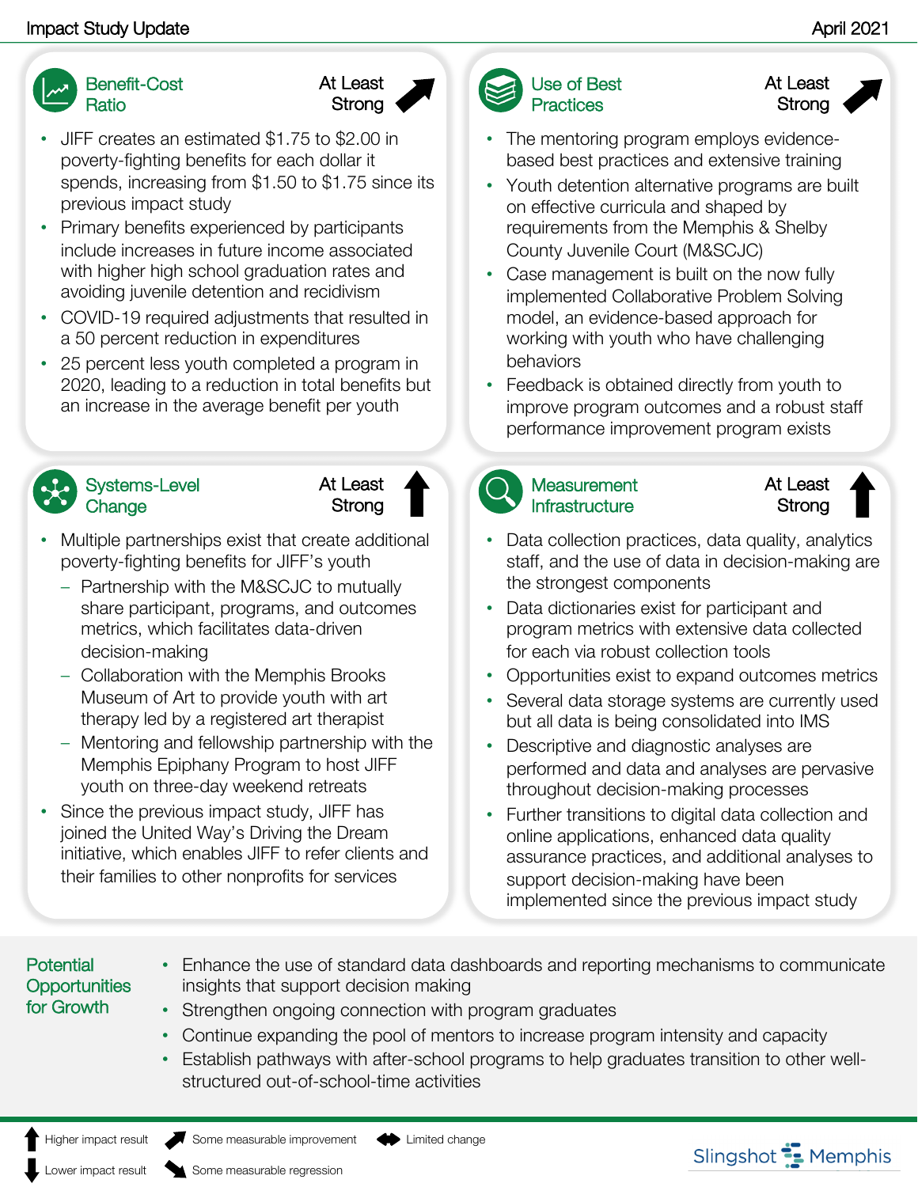Impact Study Update

April 2021

## Benefit-Cost Ratio

At Least Strong

- JIFF creates an estimated $1.75 to $2.00 in poverty-fighting benefits for each dollar it spends, increasing from $1.50 to $1.75 since its previous impact study
- Primary benefits experienced by participants include increases in future income associated with higher high school graduation rates and avoiding juvenile detention and recidivism
- COVID-19 required adjustments that resulted in a 50 percent reduction in expenditures
- 25 percent less youth completed a program in 2020, leading to a reduction in total benefits but an increase in the average benefit per youth

## Use of Best Practices

At Least Strong

- The mentoring program employs evidence-based best practices and extensive training
- Youth detention alternative programs are built on effective curricula and shaped by requirements from the Memphis & Shelby County Juvenile Court (M&SCJC)
- Case management is built on the now fully implemented Collaborative Problem Solving model, an evidence-based approach for working with youth who have challenging behaviors
- Feedback is obtained directly from youth to improve program outcomes and a robust staff performance improvement program exists

## Systems-Level Change

At Least Strong

- Multiple partnerships exist that create additional poverty-fighting benefits for JIFF's youth
  - Partnership with the M&SCJC to mutually share participant, programs, and outcomes metrics, which facilitates data-driven decision-making
  - Collaboration with the Memphis Brooks Museum of Art to provide youth with art therapy led by a registered art therapist
  - Mentoring and fellowship partnership with the Memphis Epiphany Program to host JIFF youth on three-day weekend retreats
- Since the previous impact study, JIFF has joined the United Way's Driving the Dream initiative, which enables JIFF to refer clients and their families to other nonprofits for services

## Measurement Infrastructure

At Least Strong

- Data collection practices, data quality, analytics staff, and the use of data in decision-making are the strongest components
- Data dictionaries exist for participant and program metrics with extensive data collected for each via robust collection tools
- Opportunities exist to expand outcomes metrics
- Several data storage systems are currently used but all data is being consolidated into IMS
- Descriptive and diagnostic analyses are performed and data and analyses are pervasive throughout decision-making processes
- Further transitions to digital data collection and online applications, enhanced data quality assurance practices, and additional analyses to support decision-making have been implemented since the previous impact study

## Potential Opportunities for Growth

- Enhance the use of standard data dashboards and reporting mechanisms to communicate insights that support decision making
- Strengthen ongoing connection with program graduates
- Continue expanding the pool of mentors to increase program intensity and capacity
- Establish pathways with after-school programs to help graduates transition to other well-structured out-of-school-time activities

Higher impact result | Some measurable improvement | Limited change

Lower impact result | Some measurable regression

Slingshot Memphis